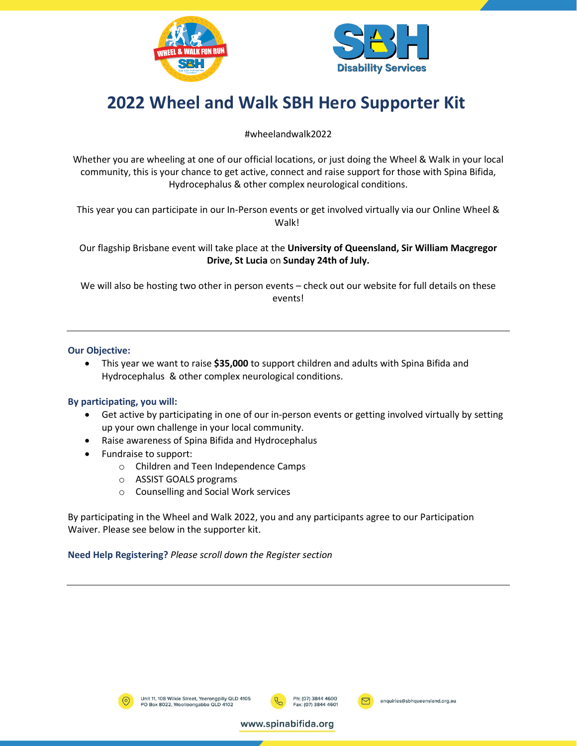# 2022 Wheel and Walk SBH Hero Supporter Kit

#wheelandwalk2022

Whether you are wheeling at one of our official locations, or just doing the Wheel & Walk in your local community, this is your chance to get active, connect and raise support for those with Spina Bifida, Hydrocephalus & other complex neurological conditions.

This year you can participate in our In-Person events or get involved virtually via our Online Wheel & Walk!

Our flagship Brisbane event will take place at the **University of Queensland, Sir William Macgregor Drive, St Lucia** on **Sunday 24th of July.**

We will also be hosting two other in person events – check out our website for full details on these events!

---

**Our Objective:**

- This year we want to raise **$35,000** to support children and adults with Spina Bifida and Hydrocephalus & other complex neurological conditions.

**By participating, you will:**

- Get active by participating in one of our in-person events or getting involved virtually by setting up your own challenge in your local community.
- Raise awareness of Spina Bifida and Hydrocephalus
- Fundraise to support:
  - Children and Teen Independence Camps
  - ASSIST GOALS programs
  - Counselling and Social Work services

By participating in the Wheel and Walk 2022, you and any participants agree to our Participation Waiver. Please see below in the supporter kit.

**Need Help Registering?** *Please scroll down the Register section*

---

Unit 11, 108 Wilkie Street, Yeerongpilly QLD 4105
PO Box 8022, Woolloongabba QLD 4102

Ph: (07) 3844 4600
Fax: (07) 3844 4601

enquiries@sbhqueensland.org.au

www.spinabifida.org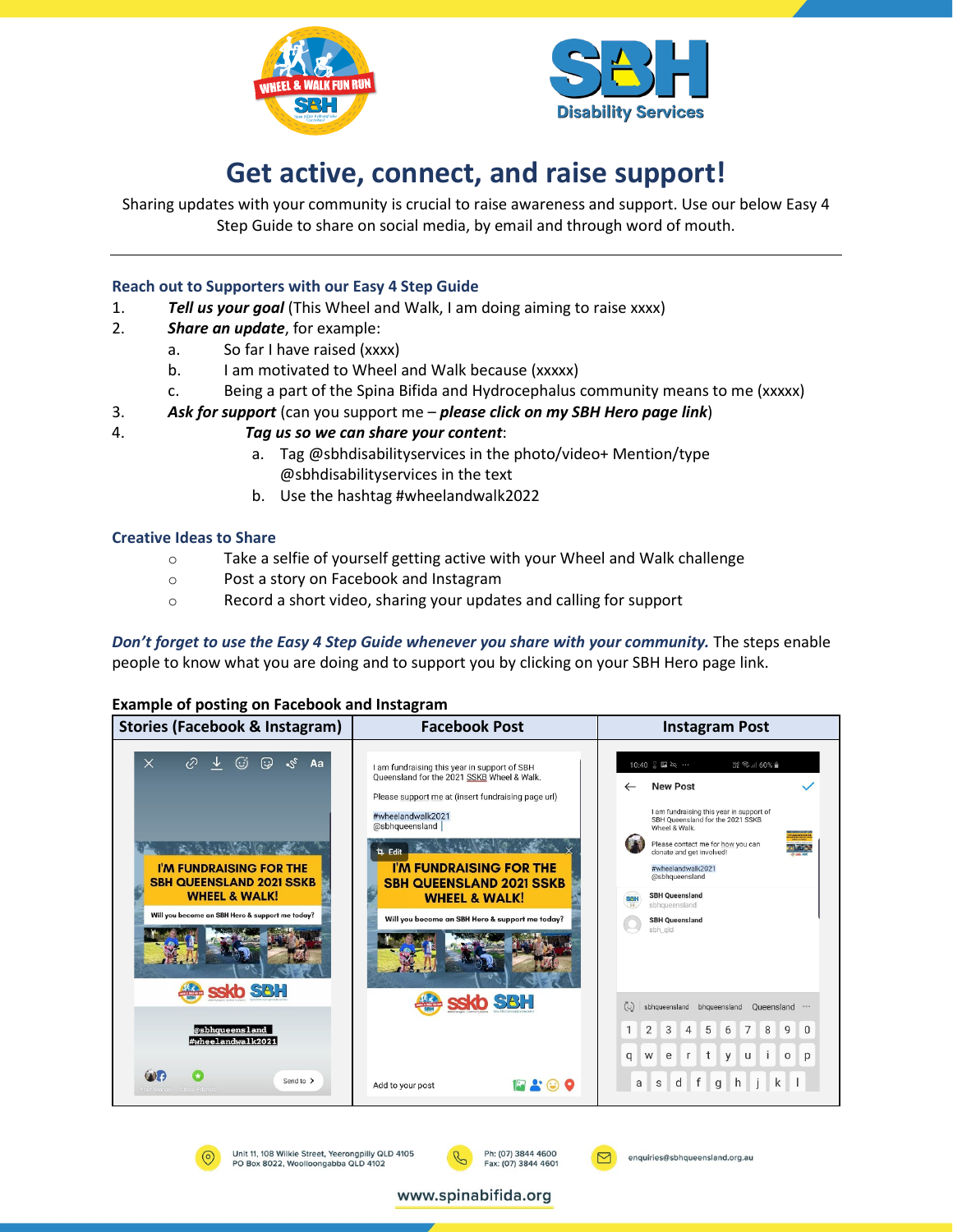# Get active, connect, and raise support!

Sharing updates with your community is crucial to raise awareness and support. Use our below Easy 4 Step Guide to share on social media, by email and through word of mouth.

---

### Reach out to Supporters with our Easy 4 Step Guide

1. ***Tell us your goal*** (This Wheel and Walk, I am doing aiming to raise xxxx)
2. ***Share an update***, for example:
   a. So far I have raised (xxxx)
   b. I am motivated to Wheel and Walk because (xxxxx)
   c. Being a part of the Spina Bifida and Hydrocephalus community means to me (xxxxx)
3. ***Ask for support*** (can you support me – ***please click on my SBH Hero page link***)
4. ***Tag us so we can share your content***:
   a. Tag @sbhdisabilityservices in the photo/video+ Mention/type @sbhdisabilityservices in the text
   b. Use the hashtag #wheelandwalk2022

### Creative Ideas to Share

- Take a selfie of yourself getting active with your Wheel and Walk challenge
- Post a story on Facebook and Instagram
- Record a short video, sharing your updates and calling for support

***Don't forget to use the Easy 4 Step Guide whenever you share with your community.*** The steps enable people to know what you are doing and to support you by clicking on your SBH Hero page link.

**Example of posting on Facebook and Instagram**

| Stories (Facebook & Instagram) | Facebook Post | Instagram Post |
| --- | --- | --- |
| I'M FUNDRAISING FOR THE SBH QUEENSLAND 2021 SSKB WHEEL & WALK! Will you become an SBH Hero & support me today? @sbhqueensland #wheelandwalk2021 | I am fundraising this year in support of SBH Queensland for the 2021 SSKB Wheel & Walk. Please support me at (insert fundraising page url) #wheelandwalk2021 @sbhqueensland | I am fundraising this year in support of SBH Queensland for the 2021 SSKB Wheel & Walk. Please contact me for how you can donate and get involved! #wheelandwalk2021 @sbhqueensland |

Unit 11, 108 Wilkie Street, Yeerongpilly QLD 4105
PO Box 8022, Woolloongabba QLD 4102

Ph: (07) 3844 4600
Fax: (07) 3844 4601

enquiries@sbhqueensland.org.au

www.spinabifida.org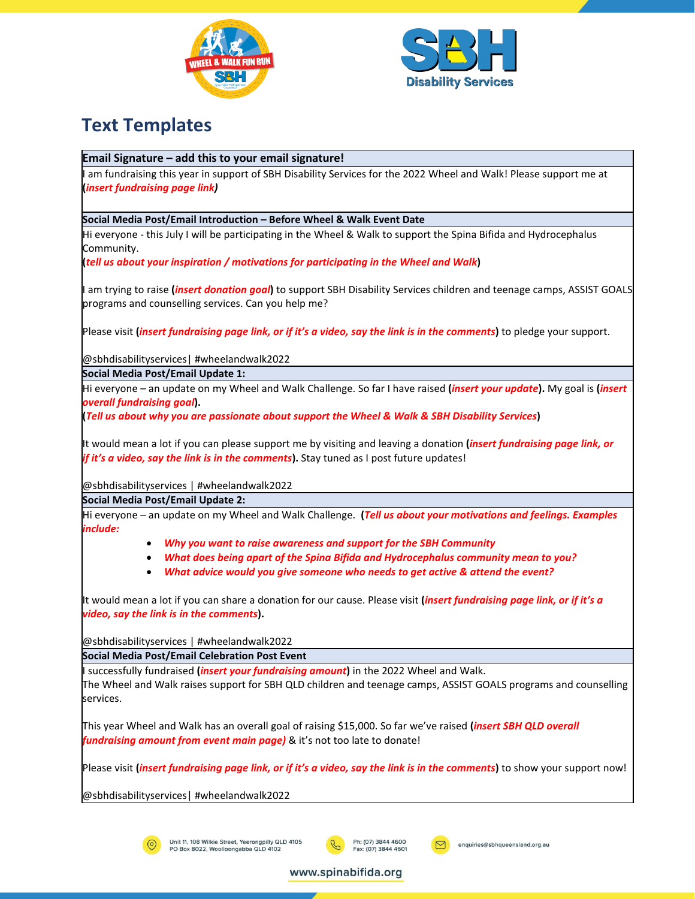# Text Templates

**Email Signature – add this to your email signature!**

I am fundraising this year in support of SBH Disability Services for the 2022 Wheel and Walk! Please support me at (***insert fundraising page link***)

**Social Media Post/Email Introduction – Before Wheel & Walk Event Date**

Hi everyone - this July I will be participating in the Wheel & Walk to support the Spina Bifida and Hydrocephalus Community.

(***tell us about your inspiration / motivations for participating in the Wheel and Walk***)

I am trying to raise (***insert donation goal***) to support SBH Disability Services children and teenage camps, ASSIST GOALS programs and counselling services. Can you help me?

Please visit (***insert fundraising page link, or if it's a video, say the link is in the comments***) to pledge your support.

@sbhdisabilityservices| #wheelandwalk2022

**Social Media Post/Email Update 1:**

Hi everyone – an update on my Wheel and Walk Challenge. So far I have raised (***insert your update***). My goal is (***insert overall fundraising goal***).

(***Tell us about why you are passionate about support the Wheel & Walk & SBH Disability Services***)

It would mean a lot if you can please support me by visiting and leaving a donation (***insert fundraising page link, or if it's a video, say the link is in the comments***). Stay tuned as I post future updates!

@sbhdisabilityservices | #wheelandwalk2022

**Social Media Post/Email Update 2:**

Hi everyone – an update on my Wheel and Walk Challenge. (***Tell us about your motivations and feelings. Examples include:***

- ***Why you want to raise awareness and support for the SBH Community***
- ***What does being apart of the Spina Bifida and Hydrocephalus community mean to you?***
- ***What advice would you give someone who needs to get active & attend the event?***

It would mean a lot if you can share a donation for our cause. Please visit (***insert fundraising page link, or if it's a video, say the link is in the comments***).

@sbhdisabilityservices | #wheelandwalk2022

**Social Media Post/Email Celebration Post Event**

I successfully fundraised (***insert your fundraising amount***) in the 2022 Wheel and Walk.

The Wheel and Walk raises support for SBH QLD children and teenage camps, ASSIST GOALS programs and counselling services.

This year Wheel and Walk has an overall goal of raising $15,000. So far we've raised (***insert SBH QLD overall fundraising amount from event main page)*** & it's not too late to donate!

Please visit (***insert fundraising page link, or if it's a video, say the link is in the comments***) to show your support now!

@sbhdisabilityservices| #wheelandwalk2022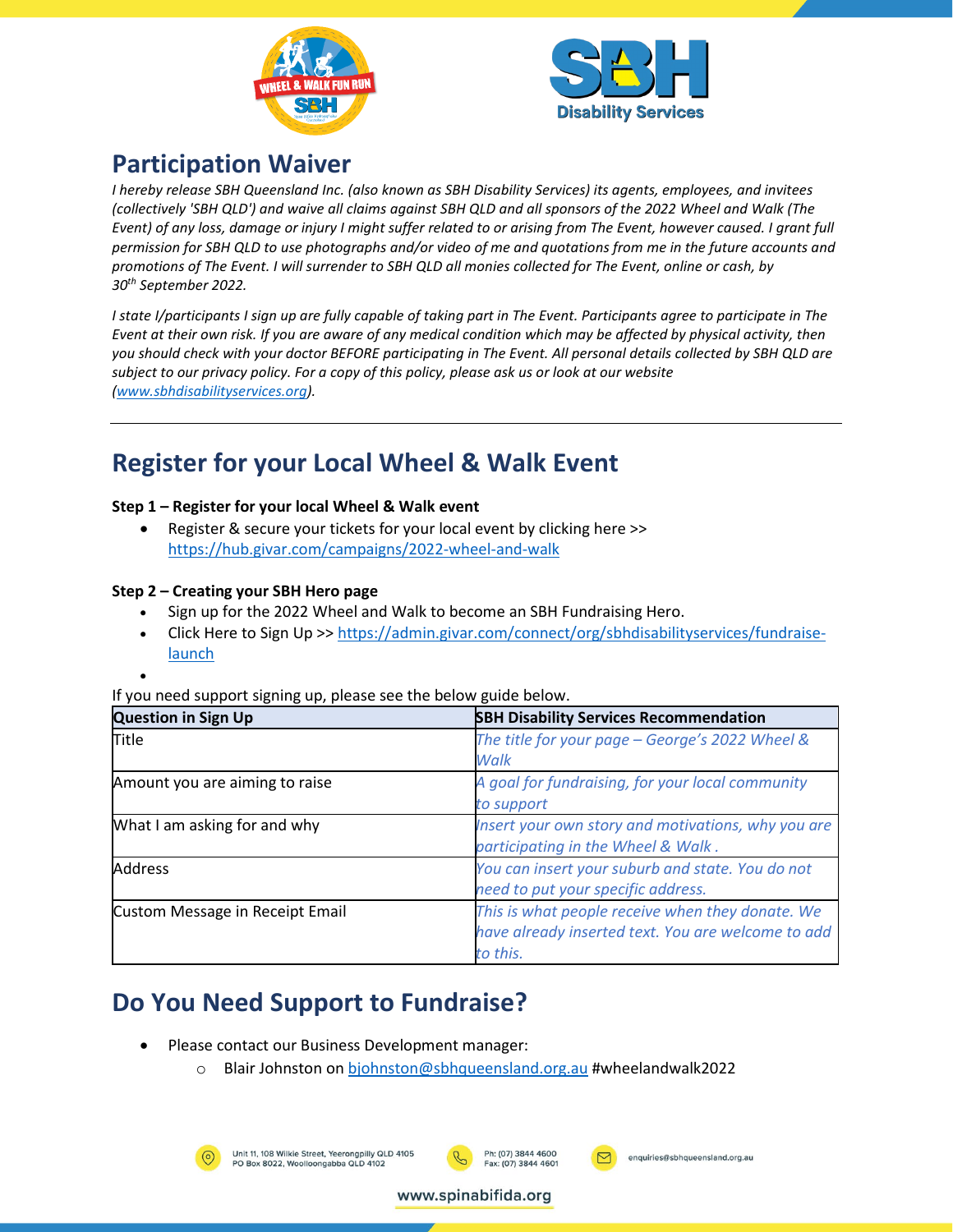## Participation Waiver

*I hereby release SBH Queensland Inc. (also known as SBH Disability Services) its agents, employees, and invitees (collectively 'SBH QLD') and waive all claims against SBH QLD and all sponsors of the 2022 Wheel and Walk (The Event) of any loss, damage or injury I might suffer related to or arising from The Event, however caused. I grant full permission for SBH QLD to use photographs and/or video of me and quotations from me in the future accounts and promotions of The Event. I will surrender to SBH QLD all monies collected for The Event, online or cash, by 30th September 2022.*

*I state I/participants I sign up are fully capable of taking part in The Event. Participants agree to participate in The Event at their own risk. If you are aware of any medical condition which may be affected by physical activity, then you should check with your doctor BEFORE participating in The Event. All personal details collected by SBH QLD are subject to our privacy policy. For a copy of this policy, please ask us or look at our website (www.sbhdisabilityservices.org).*

---

## Register for your Local Wheel & Walk Event

**Step 1 – Register for your local Wheel & Walk event**

- Register & secure your tickets for your local event by clicking here >> https://hub.givar.com/campaigns/2022-wheel-and-walk

**Step 2 – Creating your SBH Hero page**

- Sign up for the 2022 Wheel and Walk to become an SBH Fundraising Hero.
- Click Here to Sign Up >> https://admin.givar.com/connect/org/sbhdisabilityservices/fundraise-launch

If you need support signing up, please see the below guide below.

| Question in Sign Up | SBH Disability Services Recommendation |
|---|---|
| Title | *The title for your page – George's 2022 Wheel & Walk* |
| Amount you are aiming to raise | *A goal for fundraising, for your local community to support* |
| What I am asking for and why | *Insert your own story and motivations, why you are participating in the Wheel & Walk .* |
| Address | *You can insert your suburb and state. You do not need to put your specific address.* |
| Custom Message in Receipt Email | *This is what people receive when they donate. We have already inserted text. You are welcome to add to this.* |

## Do You Need Support to Fundraise?

- Please contact our Business Development manager:
  - Blair Johnston on bjohnston@sbhqueensland.org.au #wheelandwalk2022

Unit 11, 108 Wilkie Street, Yeerongpilly QLD 4105
PO Box 8022, Woolloongabba QLD 4102

Ph: (07) 3844 4600
Fax: (07) 3844 4601

enquiries@sbhqueensland.org.au

www.spinabifida.org